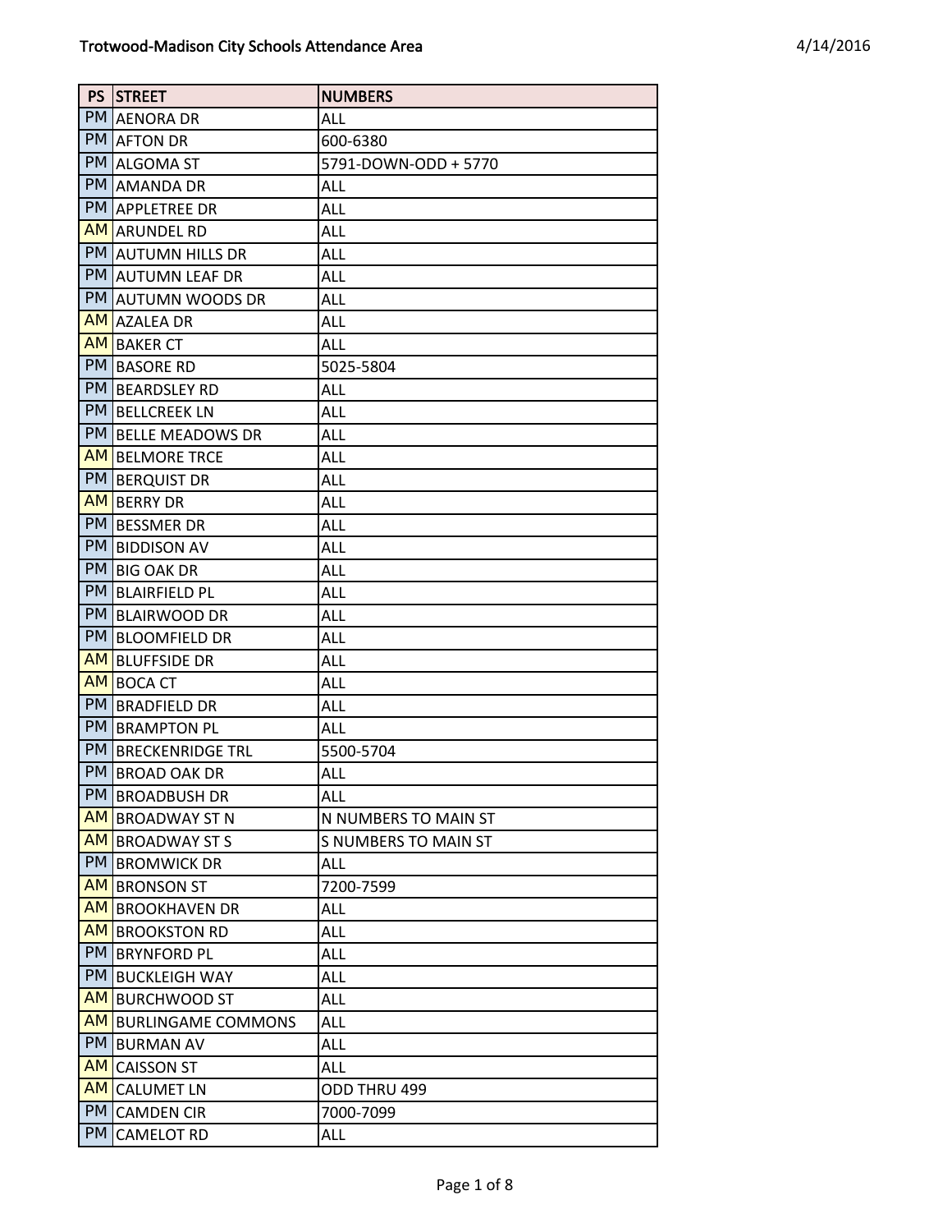# Trotwood-Madison City Schools Attendance Area

4/14/2016

| PS | STREET | NUMBERS |
|---|---|---|
| PM | AENORA DR | ALL |
| PM | AFTON DR | 600-6380 |
| PM | ALGOMA ST | 5791-DOWN-ODD + 5770 |
| PM | AMANDA DR | ALL |
| PM | APPLETREE DR | ALL |
| AM | ARUNDEL RD | ALL |
| PM | AUTUMN HILLS DR | ALL |
| PM | AUTUMN LEAF DR | ALL |
| PM | AUTUMN WOODS DR | ALL |
| AM | AZALEA DR | ALL |
| AM | BAKER CT | ALL |
| PM | BASORE RD | 5025-5804 |
| PM | BEARDSLEY RD | ALL |
| PM | BELLCREEK LN | ALL |
| PM | BELLE MEADOWS DR | ALL |
| AM | BELMORE TRCE | ALL |
| PM | BERQUIST DR | ALL |
| AM | BERRY DR | ALL |
| PM | BESSMER DR | ALL |
| PM | BIDDISON AV | ALL |
| PM | BIG OAK DR | ALL |
| PM | BLAIRFIELD PL | ALL |
| PM | BLAIRWOOD DR | ALL |
| PM | BLOOMFIELD DR | ALL |
| AM | BLUFFSIDE DR | ALL |
| AM | BOCA CT | ALL |
| PM | BRADFIELD DR | ALL |
| PM | BRAMPTON PL | ALL |
| PM | BRECKENRIDGE TRL | 5500-5704 |
| PM | BROAD OAK DR | ALL |
| PM | BROADBUSH DR | ALL |
| AM | BROADWAY ST N | N NUMBERS TO MAIN ST |
| AM | BROADWAY ST S | S NUMBERS TO MAIN ST |
| PM | BROMWICK DR | ALL |
| AM | BRONSON ST | 7200-7599 |
| AM | BROOKHAVEN DR | ALL |
| AM | BROOKSTON RD | ALL |
| PM | BRYNFORD PL | ALL |
| PM | BUCKLEIGH WAY | ALL |
| AM | BURCHWOOD ST | ALL |
| AM | BURLINGAME COMMONS | ALL |
| PM | BURMAN AV | ALL |
| AM | CAISSON ST | ALL |
| AM | CALUMET LN | ODD THRU 499 |
| PM | CAMDEN CIR | 7000-7099 |
| PM | CAMELOT RD | ALL |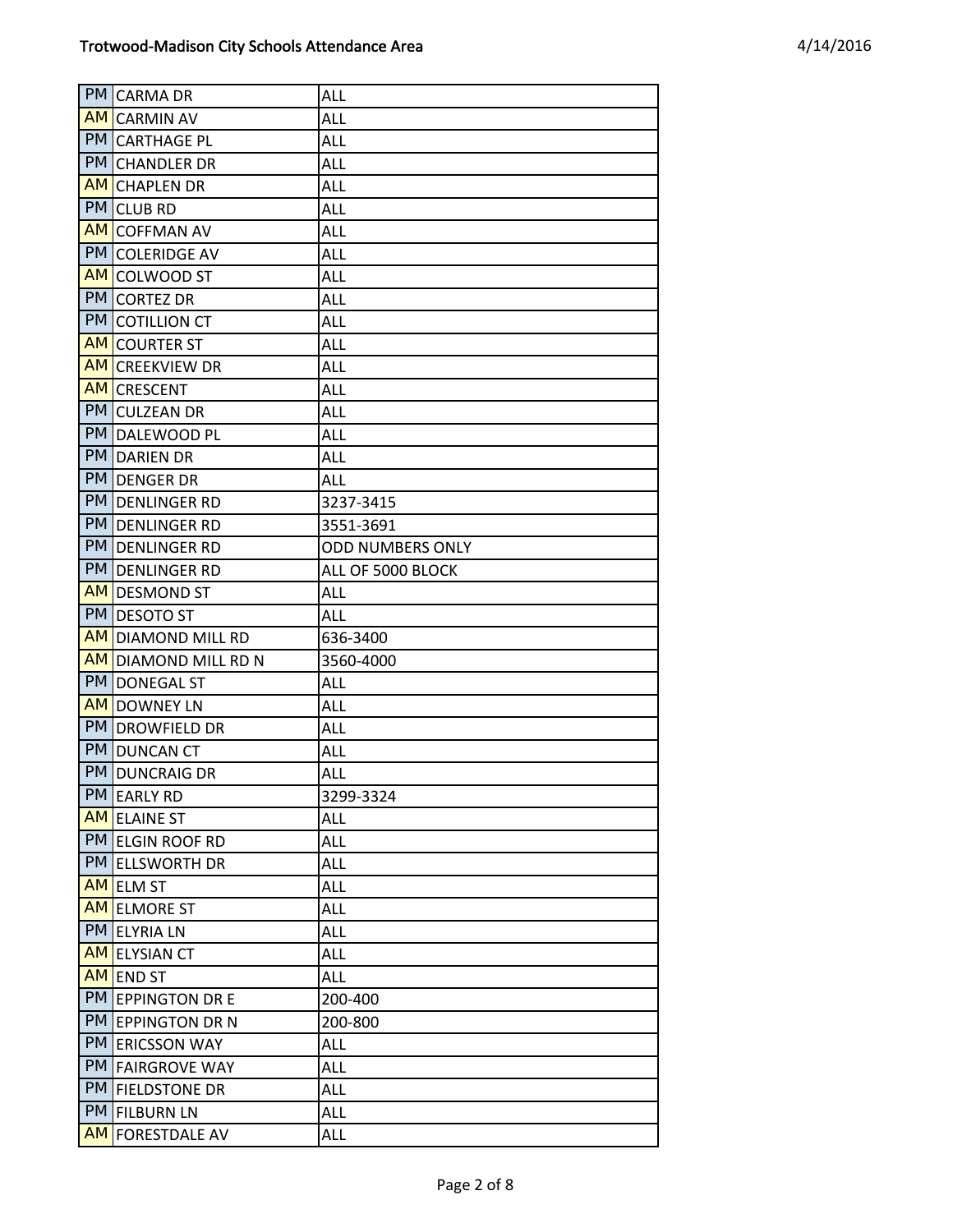| | | |
|---|---|---|
| PM | CARMA DR | ALL |
| AM | CARMIN AV | ALL |
| PM | CARTHAGE PL | ALL |
| PM | CHANDLER DR | ALL |
| AM | CHAPLEN DR | ALL |
| PM | CLUB RD | ALL |
| AM | COFFMAN AV | ALL |
| PM | COLERIDGE AV | ALL |
| AM | COLWOOD ST | ALL |
| PM | CORTEZ DR | ALL |
| PM | COTILLION CT | ALL |
| AM | COURTER ST | ALL |
| AM | CREEKVIEW DR | ALL |
| AM | CRESCENT | ALL |
| PM | CULZEAN DR | ALL |
| PM | DALEWOOD PL | ALL |
| PM | DARIEN DR | ALL |
| PM | DENGER DR | ALL |
| PM | DENLINGER RD | 3237-3415 |
| PM | DENLINGER RD | 3551-3691 |
| PM | DENLINGER RD | ODD NUMBERS ONLY |
| PM | DENLINGER RD | ALL OF 5000 BLOCK |
| AM | DESMOND ST | ALL |
| PM | DESOTO ST | ALL |
| AM | DIAMOND MILL RD | 636-3400 |
| AM | DIAMOND MILL RD N | 3560-4000 |
| PM | DONEGAL ST | ALL |
| AM | DOWNEY LN | ALL |
| PM | DROWFIELD DR | ALL |
| PM | DUNCAN CT | ALL |
| PM | DUNCRAIG DR | ALL |
| PM | EARLY RD | 3299-3324 |
| AM | ELAINE ST | ALL |
| PM | ELGIN ROOF RD | ALL |
| PM | ELLSWORTH DR | ALL |
| AM | ELM ST | ALL |
| AM | ELMORE ST | ALL |
| PM | ELYRIA LN | ALL |
| AM | ELYSIAN CT | ALL |
| AM | END ST | ALL |
| PM | EPPINGTON DR E | 200-400 |
| PM | EPPINGTON DR N | 200-800 |
| PM | ERICSSON WAY | ALL |
| PM | FAIRGROVE WAY | ALL |
| PM | FIELDSTONE DR | ALL |
| PM | FILBURN LN | ALL |
| AM | FORESTDALE AV | ALL |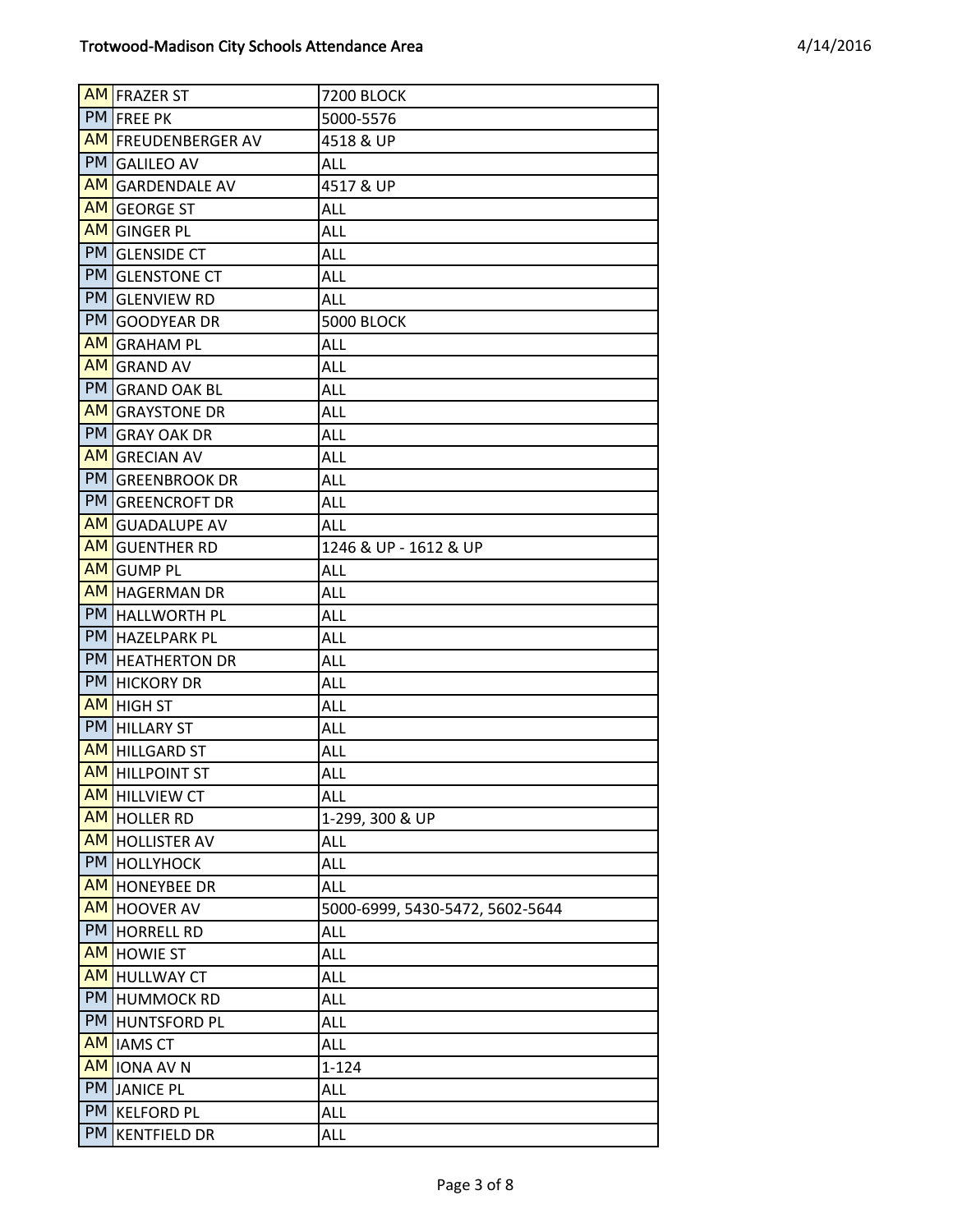| | | |
|---|---|---|
| AM | FRAZER ST | 7200 BLOCK |
| PM | FREE PK | 5000-5576 |
| AM | FREUDENBERGER AV | 4518 & UP |
| PM | GALILEO AV | ALL |
| AM | GARDENDALE AV | 4517 & UP |
| AM | GEORGE ST | ALL |
| AM | GINGER PL | ALL |
| PM | GLENSIDE CT | ALL |
| PM | GLENSTONE CT | ALL |
| PM | GLENVIEW RD | ALL |
| PM | GOODYEAR DR | 5000 BLOCK |
| AM | GRAHAM PL | ALL |
| AM | GRAND AV | ALL |
| PM | GRAND OAK BL | ALL |
| AM | GRAYSTONE DR | ALL |
| PM | GRAY OAK DR | ALL |
| AM | GRECIAN AV | ALL |
| PM | GREENBROOK DR | ALL |
| PM | GREENCROFT DR | ALL |
| AM | GUADALUPE AV | ALL |
| AM | GUENTHER RD | 1246 & UP - 1612 & UP |
| AM | GUMP PL | ALL |
| AM | HAGERMAN DR | ALL |
| PM | HALLWORTH PL | ALL |
| PM | HAZELPARK PL | ALL |
| PM | HEATHERTON DR | ALL |
| PM | HICKORY DR | ALL |
| AM | HIGH ST | ALL |
| PM | HILLARY ST | ALL |
| AM | HILLGARD ST | ALL |
| AM | HILLPOINT ST | ALL |
| AM | HILLVIEW CT | ALL |
| AM | HOLLER RD | 1-299, 300 & UP |
| AM | HOLLISTER AV | ALL |
| PM | HOLLYHOCK | ALL |
| AM | HONEYBEE DR | ALL |
| AM | HOOVER AV | 5000-6999, 5430-5472, 5602-5644 |
| PM | HORRELL RD | ALL |
| AM | HOWIE ST | ALL |
| AM | HULLWAY CT | ALL |
| PM | HUMMOCK RD | ALL |
| PM | HUNTSFORD PL | ALL |
| AM | IAMS CT | ALL |
| AM | IONA AV N | 1-124 |
| PM | JANICE PL | ALL |
| PM | KELFORD PL | ALL |
| PM | KENTFIELD DR | ALL |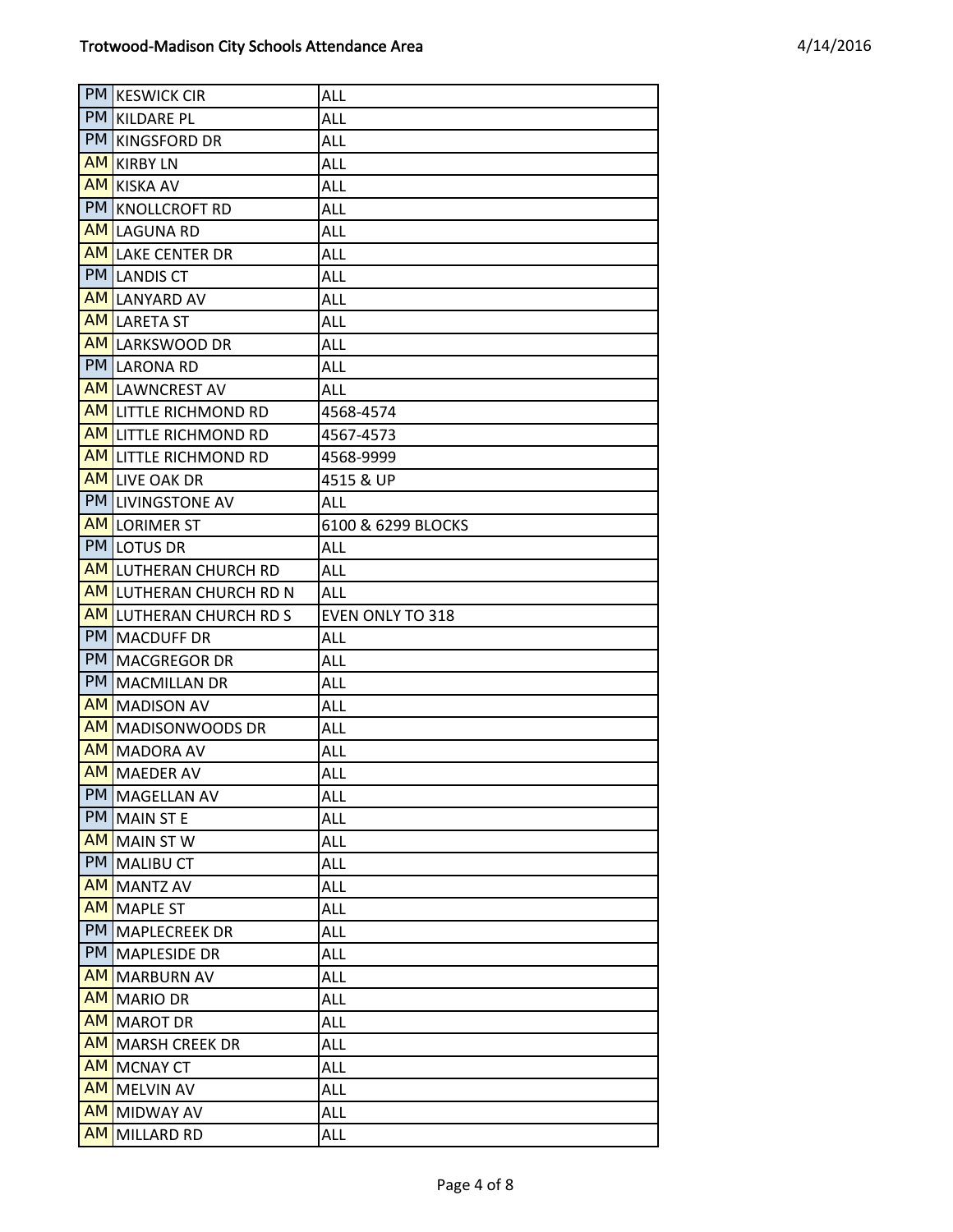| | | |
|---|---|---|
| PM | KESWICK CIR | ALL |
| PM | KILDARE PL | ALL |
| PM | KINGSFORD DR | ALL |
| AM | KIRBY LN | ALL |
| AM | KISKA AV | ALL |
| PM | KNOLLCROFT RD | ALL |
| AM | LAGUNA RD | ALL |
| AM | LAKE CENTER DR | ALL |
| PM | LANDIS CT | ALL |
| AM | LANYARD AV | ALL |
| AM | LARETA ST | ALL |
| AM | LARKSWOOD DR | ALL |
| PM | LARONA RD | ALL |
| AM | LAWNCREST AV | ALL |
| AM | LITTLE RICHMOND RD | 4568-4574 |
| AM | LITTLE RICHMOND RD | 4567-4573 |
| AM | LITTLE RICHMOND RD | 4568-9999 |
| AM | LIVE OAK DR | 4515 & UP |
| PM | LIVINGSTONE AV | ALL |
| AM | LORIMER ST | 6100 & 6299 BLOCKS |
| PM | LOTUS DR | ALL |
| AM | LUTHERAN CHURCH RD | ALL |
| AM | LUTHERAN CHURCH RD N | ALL |
| AM | LUTHERAN CHURCH RD S | EVEN ONLY TO 318 |
| PM | MACDUFF DR | ALL |
| PM | MACGREGOR DR | ALL |
| PM | MACMILLAN DR | ALL |
| AM | MADISON AV | ALL |
| AM | MADISONWOODS DR | ALL |
| AM | MADORA AV | ALL |
| AM | MAEDER AV | ALL |
| PM | MAGELLAN AV | ALL |
| PM | MAIN ST E | ALL |
| AM | MAIN ST W | ALL |
| PM | MALIBU CT | ALL |
| AM | MANTZ AV | ALL |
| AM | MAPLE ST | ALL |
| PM | MAPLECREEK DR | ALL |
| PM | MAPLESIDE DR | ALL |
| AM | MARBURN AV | ALL |
| AM | MARIO DR | ALL |
| AM | MAROT DR | ALL |
| AM | MARSH CREEK DR | ALL |
| AM | MCNAY CT | ALL |
| AM | MELVIN AV | ALL |
| AM | MIDWAY AV | ALL |
| AM | MILLARD RD | ALL |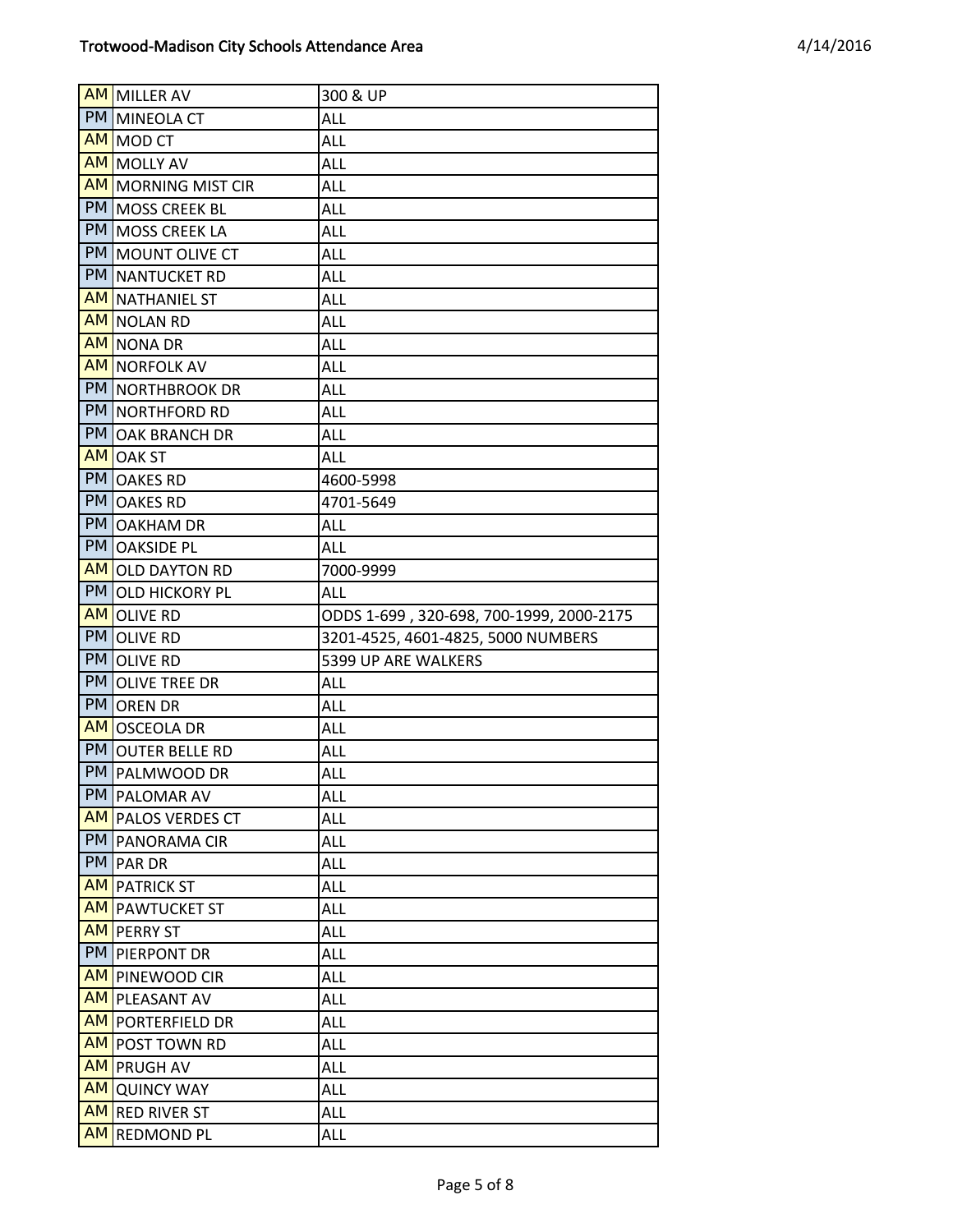| | | |
|---|---|---|
| AM | MILLER AV | 300 & UP |
| PM | MINEOLA CT | ALL |
| AM | MOD CT | ALL |
| AM | MOLLY AV | ALL |
| AM | MORNING MIST CIR | ALL |
| PM | MOSS CREEK BL | ALL |
| PM | MOSS CREEK LA | ALL |
| PM | MOUNT OLIVE CT | ALL |
| PM | NANTUCKET RD | ALL |
| AM | NATHANIEL ST | ALL |
| AM | NOLAN RD | ALL |
| AM | NONA DR | ALL |
| AM | NORFOLK AV | ALL |
| PM | NORTHBROOK DR | ALL |
| PM | NORTHFORD RD | ALL |
| PM | OAK BRANCH DR | ALL |
| AM | OAK ST | ALL |
| PM | OAKES RD | 4600-5998 |
| PM | OAKES RD | 4701-5649 |
| PM | OAKHAM DR | ALL |
| PM | OAKSIDE PL | ALL |
| AM | OLD DAYTON RD | 7000-9999 |
| PM | OLD HICKORY PL | ALL |
| AM | OLIVE RD | ODDS 1-699 , 320-698, 700-1999, 2000-2175 |
| PM | OLIVE RD | 3201-4525, 4601-4825, 5000 NUMBERS |
| PM | OLIVE RD | 5399 UP ARE WALKERS |
| PM | OLIVE TREE DR | ALL |
| PM | OREN DR | ALL |
| AM | OSCEOLA DR | ALL |
| PM | OUTER BELLE RD | ALL |
| PM | PALMWOOD DR | ALL |
| PM | PALOMAR AV | ALL |
| AM | PALOS VERDES CT | ALL |
| PM | PANORAMA CIR | ALL |
| PM | PAR DR | ALL |
| AM | PATRICK ST | ALL |
| AM | PAWTUCKET ST | ALL |
| AM | PERRY ST | ALL |
| PM | PIERPONT DR | ALL |
| AM | PINEWOOD CIR | ALL |
| AM | PLEASANT AV | ALL |
| AM | PORTERFIELD DR | ALL |
| AM | POST TOWN RD | ALL |
| AM | PRUGH AV | ALL |
| AM | QUINCY WAY | ALL |
| AM | RED RIVER ST | ALL |
| AM | REDMOND PL | ALL |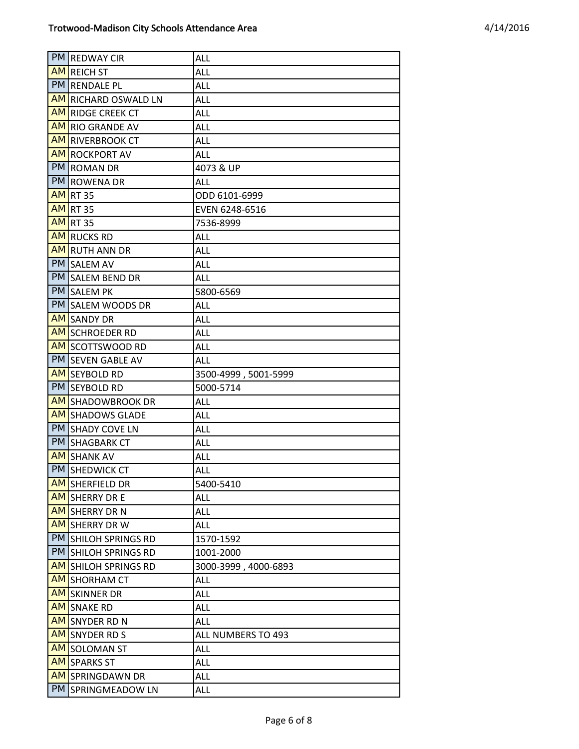| | | |
|---|---|---|
| PM | REDWAY CIR | ALL |
| AM | REICH ST | ALL |
| PM | RENDALE PL | ALL |
| AM | RICHARD OSWALD LN | ALL |
| AM | RIDGE CREEK CT | ALL |
| AM | RIO GRANDE AV | ALL |
| AM | RIVERBROOK CT | ALL |
| AM | ROCKPORT AV | ALL |
| PM | ROMAN DR | 4073 & UP |
| PM | ROWENA DR | ALL |
| AM | RT 35 | ODD 6101-6999 |
| AM | RT 35 | EVEN 6248-6516 |
| AM | RT 35 | 7536-8999 |
| AM | RUCKS RD | ALL |
| AM | RUTH ANN DR | ALL |
| PM | SALEM AV | ALL |
| PM | SALEM BEND DR | ALL |
| PM | SALEM PK | 5800-6569 |
| PM | SALEM WOODS DR | ALL |
| AM | SANDY DR | ALL |
| AM | SCHROEDER RD | ALL |
| AM | SCOTTSWOOD RD | ALL |
| PM | SEVEN GABLE AV | ALL |
| AM | SEYBOLD RD | 3500-4999 , 5001-5999 |
| PM | SEYBOLD RD | 5000-5714 |
| AM | SHADOWBROOK DR | ALL |
| AM | SHADOWS GLADE | ALL |
| PM | SHADY COVE LN | ALL |
| PM | SHAGBARK CT | ALL |
| AM | SHANK AV | ALL |
| PM | SHEDWICK CT | ALL |
| AM | SHERFIELD DR | 5400-5410 |
| AM | SHERRY DR E | ALL |
| AM | SHERRY DR N | ALL |
| AM | SHERRY DR W | ALL |
| PM | SHILOH SPRINGS RD | 1570-1592 |
| PM | SHILOH SPRINGS RD | 1001-2000 |
| AM | SHILOH SPRINGS RD | 3000-3999 , 4000-6893 |
| AM | SHORHAM CT | ALL |
| AM | SKINNER DR | ALL |
| AM | SNAKE RD | ALL |
| AM | SNYDER RD N | ALL |
| AM | SNYDER RD S | ALL NUMBERS TO 493 |
| AM | SOLOMAN ST | ALL |
| AM | SPARKS ST | ALL |
| AM | SPRINGDAWN DR | ALL |
| PM | SPRINGMEADOW LN | ALL |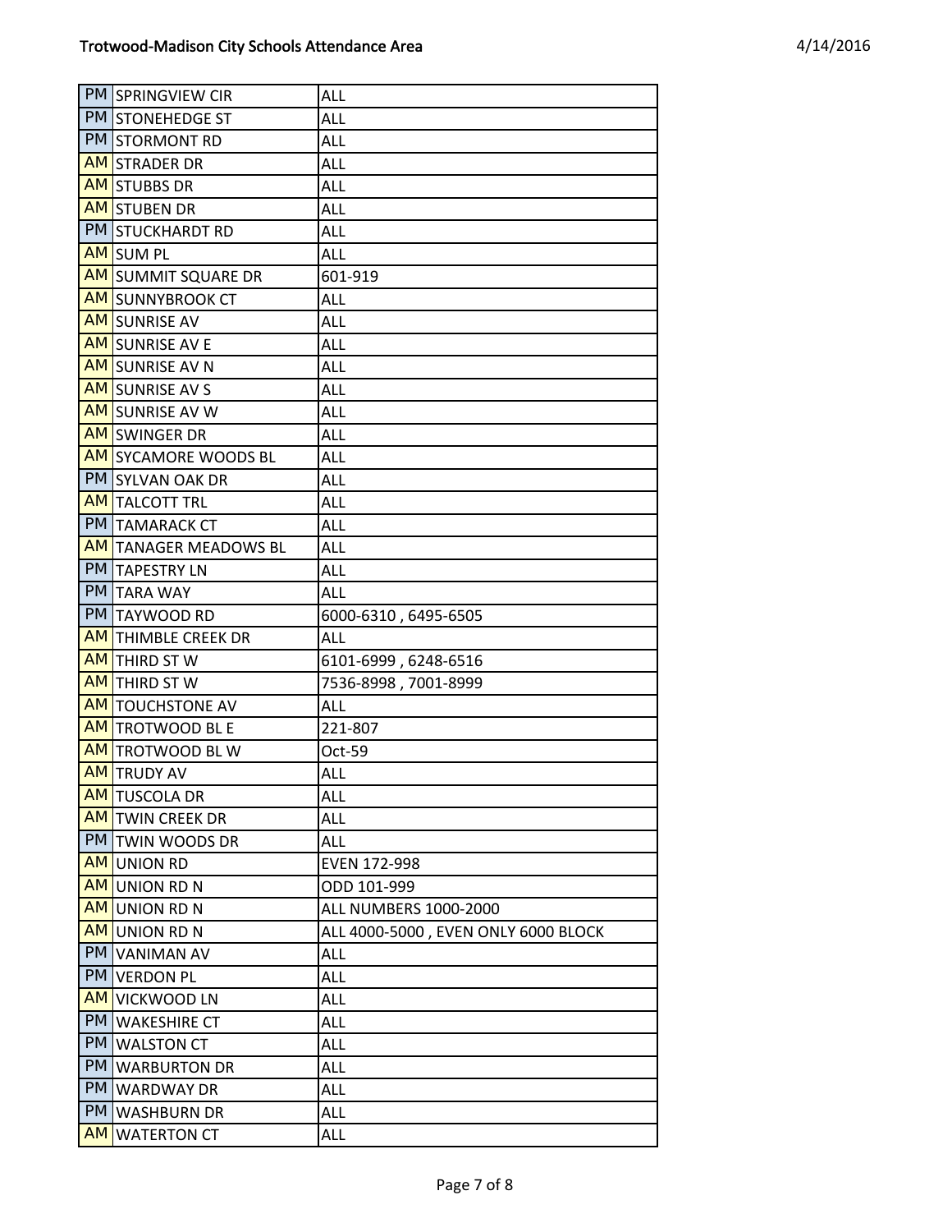| | | |
|---|---|---|
| PM | SPRINGVIEW CIR | ALL |
| PM | STONEHEDGE ST | ALL |
| PM | STORMONT RD | ALL |
| AM | STRADER DR | ALL |
| AM | STUBBS DR | ALL |
| AM | STUBEN DR | ALL |
| PM | STUCKHARDT RD | ALL |
| AM | SUM PL | ALL |
| AM | SUMMIT SQUARE DR | 601-919 |
| AM | SUNNYBROOK CT | ALL |
| AM | SUNRISE AV | ALL |
| AM | SUNRISE AV E | ALL |
| AM | SUNRISE AV N | ALL |
| AM | SUNRISE AV S | ALL |
| AM | SUNRISE AV W | ALL |
| AM | SWINGER DR | ALL |
| AM | SYCAMORE WOODS BL | ALL |
| PM | SYLVAN OAK DR | ALL |
| AM | TALCOTT TRL | ALL |
| PM | TAMARACK CT | ALL |
| AM | TANAGER MEADOWS BL | ALL |
| PM | TAPESTRY LN | ALL |
| PM | TARA WAY | ALL |
| PM | TAYWOOD RD | 6000-6310 , 6495-6505 |
| AM | THIMBLE CREEK DR | ALL |
| AM | THIRD ST W | 6101-6999 , 6248-6516 |
| AM | THIRD ST W | 7536-8998 , 7001-8999 |
| AM | TOUCHSTONE AV | ALL |
| AM | TROTWOOD BL E | 221-807 |
| AM | TROTWOOD BL W | Oct-59 |
| AM | TRUDY AV | ALL |
| AM | TUSCOLA DR | ALL |
| AM | TWIN CREEK DR | ALL |
| PM | TWIN WOODS DR | ALL |
| AM | UNION RD | EVEN 172-998 |
| AM | UNION RD N | ODD 101-999 |
| AM | UNION RD N | ALL NUMBERS 1000-2000 |
| AM | UNION RD N | ALL 4000-5000 , EVEN ONLY 6000 BLOCK |
| PM | VANIMAN AV | ALL |
| PM | VERDON PL | ALL |
| AM | VICKWOOD LN | ALL |
| PM | WAKESHIRE CT | ALL |
| PM | WALSTON CT | ALL |
| PM | WARBURTON DR | ALL |
| PM | WARDWAY DR | ALL |
| PM | WASHBURN DR | ALL |
| AM | WATERTON CT | ALL |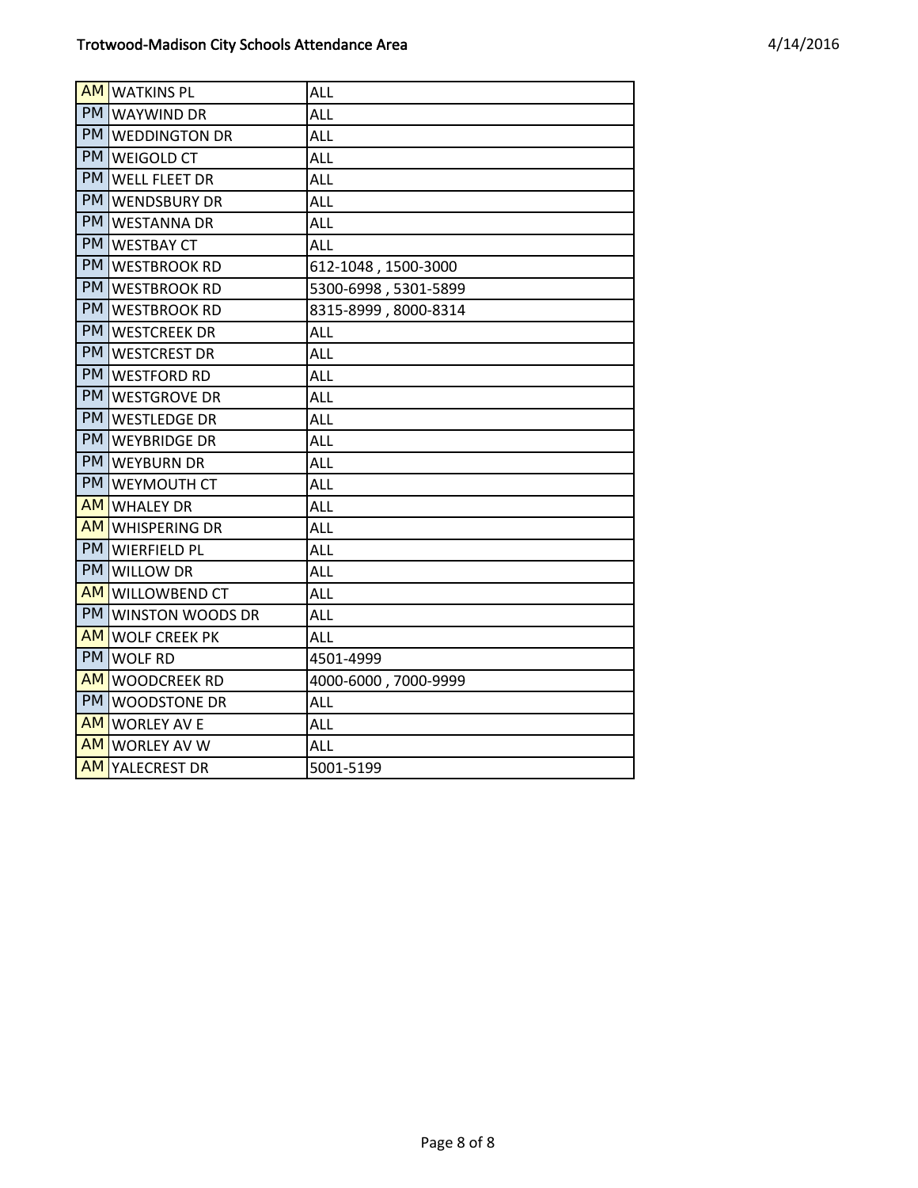| | | |
|---|---|---|
| AM | WATKINS PL | ALL |
| PM | WAYWIND DR | ALL |
| PM | WEDDINGTON DR | ALL |
| PM | WEIGOLD CT | ALL |
| PM | WELL FLEET DR | ALL |
| PM | WENDSBURY DR | ALL |
| PM | WESTANNA DR | ALL |
| PM | WESTBAY CT | ALL |
| PM | WESTBROOK RD | 612-1048 , 1500-3000 |
| PM | WESTBROOK RD | 5300-6998 , 5301-5899 |
| PM | WESTBROOK RD | 8315-8999 , 8000-8314 |
| PM | WESTCREEK DR | ALL |
| PM | WESTCREST DR | ALL |
| PM | WESTFORD RD | ALL |
| PM | WESTGROVE DR | ALL |
| PM | WESTLEDGE DR | ALL |
| PM | WEYBRIDGE DR | ALL |
| PM | WEYBURN DR | ALL |
| PM | WEYMOUTH CT | ALL |
| AM | WHALEY DR | ALL |
| AM | WHISPERING DR | ALL |
| PM | WIERFIELD PL | ALL |
| PM | WILLOW DR | ALL |
| AM | WILLOWBEND CT | ALL |
| PM | WINSTON WOODS DR | ALL |
| AM | WOLF CREEK PK | ALL |
| PM | WOLF RD | 4501-4999 |
| AM | WOODCREEK RD | 4000-6000 , 7000-9999 |
| PM | WOODSTONE DR | ALL |
| AM | WORLEY AV E | ALL |
| AM | WORLEY AV W | ALL |
| AM | YALECREST DR | 5001-5199 |